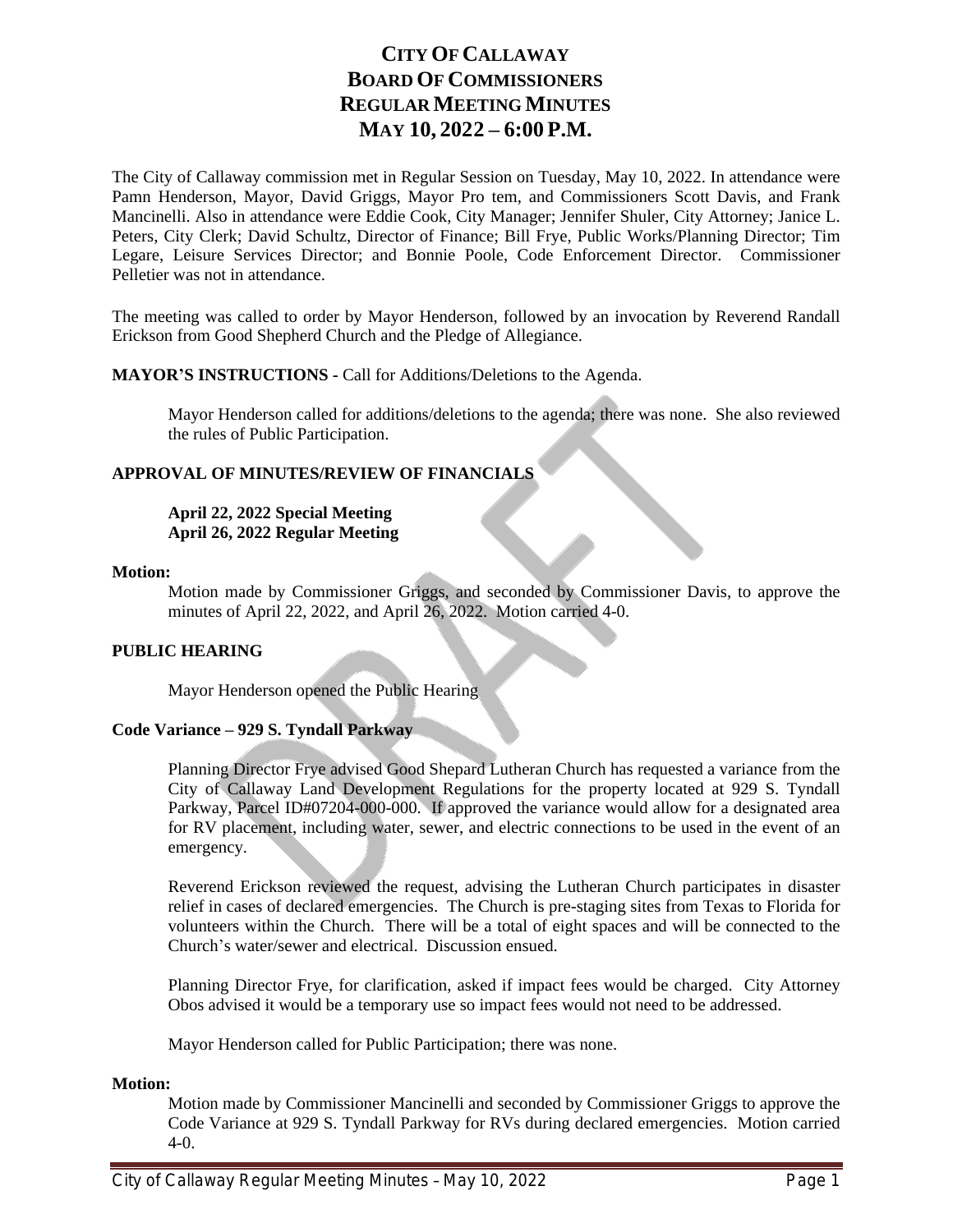# CITY OF CALLAWAY
# BOARD OF COMMISSIONERS
# REGULAR MEETING MINUTES
# MAY 10, 2022 – 6:00 P.M.

The City of Callaway commission met in Regular Session on Tuesday, May 10, 2022. In attendance were Pamn Henderson, Mayor, David Griggs, Mayor Pro tem, and Commissioners Scott Davis, and Frank Mancinelli. Also in attendance were Eddie Cook, City Manager; Jennifer Shuler, City Attorney; Janice L. Peters, City Clerk; David Schultz, Director of Finance; Bill Frye, Public Works/Planning Director; Tim Legare, Leisure Services Director; and Bonnie Poole, Code Enforcement Director. Commissioner Pelletier was not in attendance.

The meeting was called to order by Mayor Henderson, followed by an invocation by Reverend Randall Erickson from Good Shepherd Church and the Pledge of Allegiance.

**MAYOR'S INSTRUCTIONS -** Call for Additions/Deletions to the Agenda.

Mayor Henderson called for additions/deletions to the agenda; there was none. She also reviewed the rules of Public Participation.

**APPROVAL OF MINUTES/REVIEW OF FINANCIALS**

**April 22, 2022 Special Meeting**
**April 26, 2022 Regular Meeting**

**Motion:**

Motion made by Commissioner Griggs, and seconded by Commissioner Davis, to approve the minutes of April 22, 2022, and April 26, 2022. Motion carried 4-0.

**PUBLIC HEARING**

Mayor Henderson opened the Public Hearing

**Code Variance – 929 S. Tyndall Parkway**

Planning Director Frye advised Good Shepard Lutheran Church has requested a variance from the City of Callaway Land Development Regulations for the property located at 929 S. Tyndall Parkway, Parcel ID#07204-000-000. If approved the variance would allow for a designated area for RV placement, including water, sewer, and electric connections to be used in the event of an emergency.

Reverend Erickson reviewed the request, advising the Lutheran Church participates in disaster relief in cases of declared emergencies. The Church is pre-staging sites from Texas to Florida for volunteers within the Church. There will be a total of eight spaces and will be connected to the Church's water/sewer and electrical. Discussion ensued.

Planning Director Frye, for clarification, asked if impact fees would be charged. City Attorney Obos advised it would be a temporary use so impact fees would not need to be addressed.

Mayor Henderson called for Public Participation; there was none.

**Motion:**

Motion made by Commissioner Mancinelli and seconded by Commissioner Griggs to approve the Code Variance at 929 S. Tyndall Parkway for RVs during declared emergencies. Motion carried 4-0.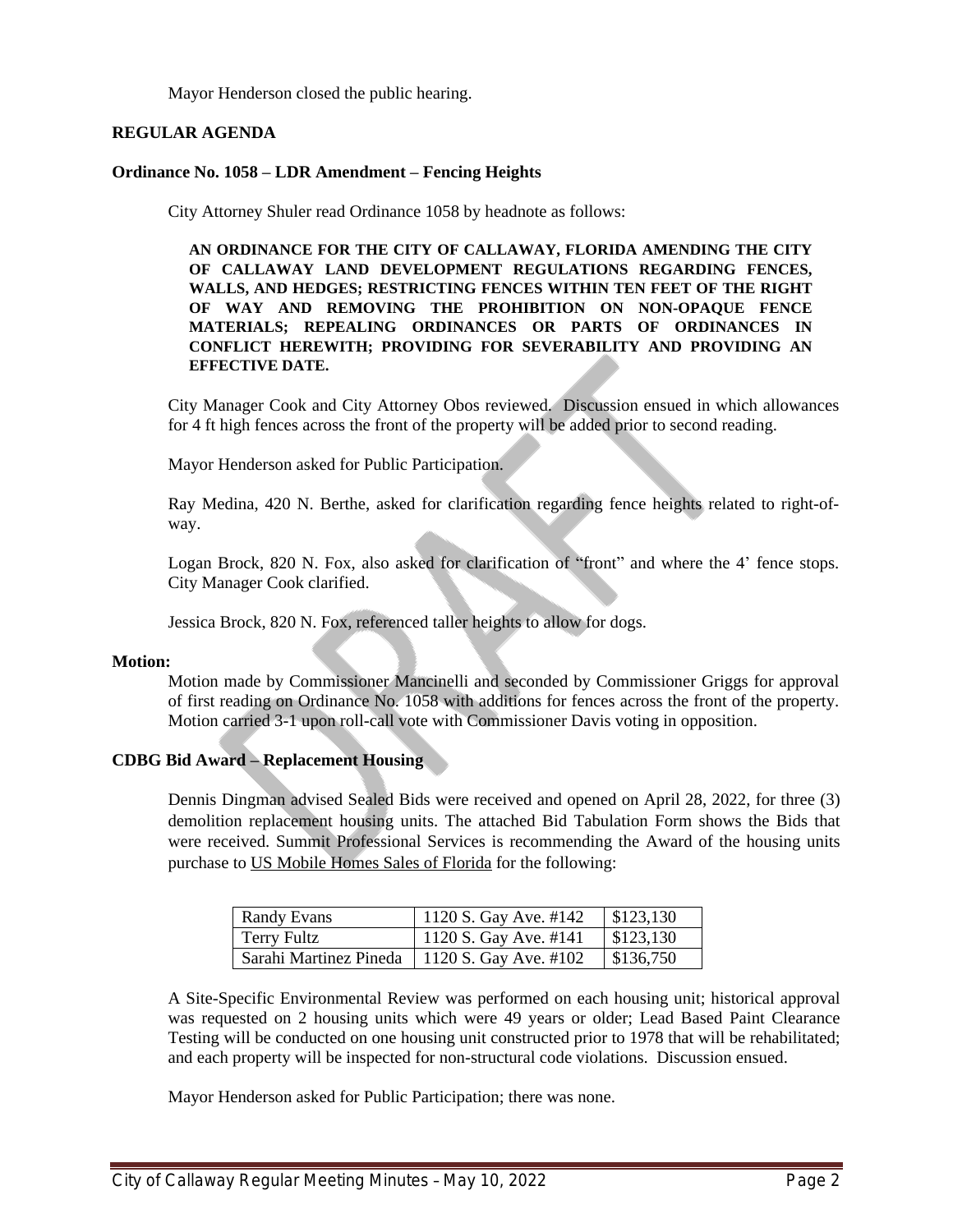Mayor Henderson closed the public hearing.

## REGULAR AGENDA

### Ordinance No. 1058 – LDR Amendment – Fencing Heights

City Attorney Shuler read Ordinance 1058 by headnote as follows:

**AN ORDINANCE FOR THE CITY OF CALLAWAY, FLORIDA AMENDING THE CITY OF CALLAWAY LAND DEVELOPMENT REGULATIONS REGARDING FENCES, WALLS, AND HEDGES; RESTRICTING FENCES WITHIN TEN FEET OF THE RIGHT OF WAY AND REMOVING THE PROHIBITION ON NON-OPAQUE FENCE MATERIALS; REPEALING ORDINANCES OR PARTS OF ORDINANCES IN CONFLICT HEREWITH; PROVIDING FOR SEVERABILITY AND PROVIDING AN EFFECTIVE DATE.**

City Manager Cook and City Attorney Obos reviewed. Discussion ensued in which allowances for 4 ft high fences across the front of the property will be added prior to second reading.

Mayor Henderson asked for Public Participation.

Ray Medina, 420 N. Berthe, asked for clarification regarding fence heights related to right-of-way.

Logan Brock, 820 N. Fox, also asked for clarification of "front" and where the 4' fence stops. City Manager Cook clarified.

Jessica Brock, 820 N. Fox, referenced taller heights to allow for dogs.

**Motion:**

Motion made by Commissioner Mancinelli and seconded by Commissioner Griggs for approval of first reading on Ordinance No. 1058 with additions for fences across the front of the property. Motion carried 3-1 upon roll-call vote with Commissioner Davis voting in opposition.

### CDBG Bid Award – Replacement Housing

Dennis Dingman advised Sealed Bids were received and opened on April 28, 2022, for three (3) demolition replacement housing units. The attached Bid Tabulation Form shows the Bids that were received. Summit Professional Services is recommending the Award of the housing units purchase to US Mobile Homes Sales of Florida for the following:

| | | |
|---|---|---|
| Randy Evans | 1120 S. Gay Ave. #142 | \$123,130 |
| Terry Fultz | 1120 S. Gay Ave. #141 | \$123,130 |
| Sarahi Martinez Pineda | 1120 S. Gay Ave. #102 | \$136,750 |

A Site-Specific Environmental Review was performed on each housing unit; historical approval was requested on 2 housing units which were 49 years or older; Lead Based Paint Clearance Testing will be conducted on one housing unit constructed prior to 1978 that will be rehabilitated; and each property will be inspected for non-structural code violations. Discussion ensued.

Mayor Henderson asked for Public Participation; there was none.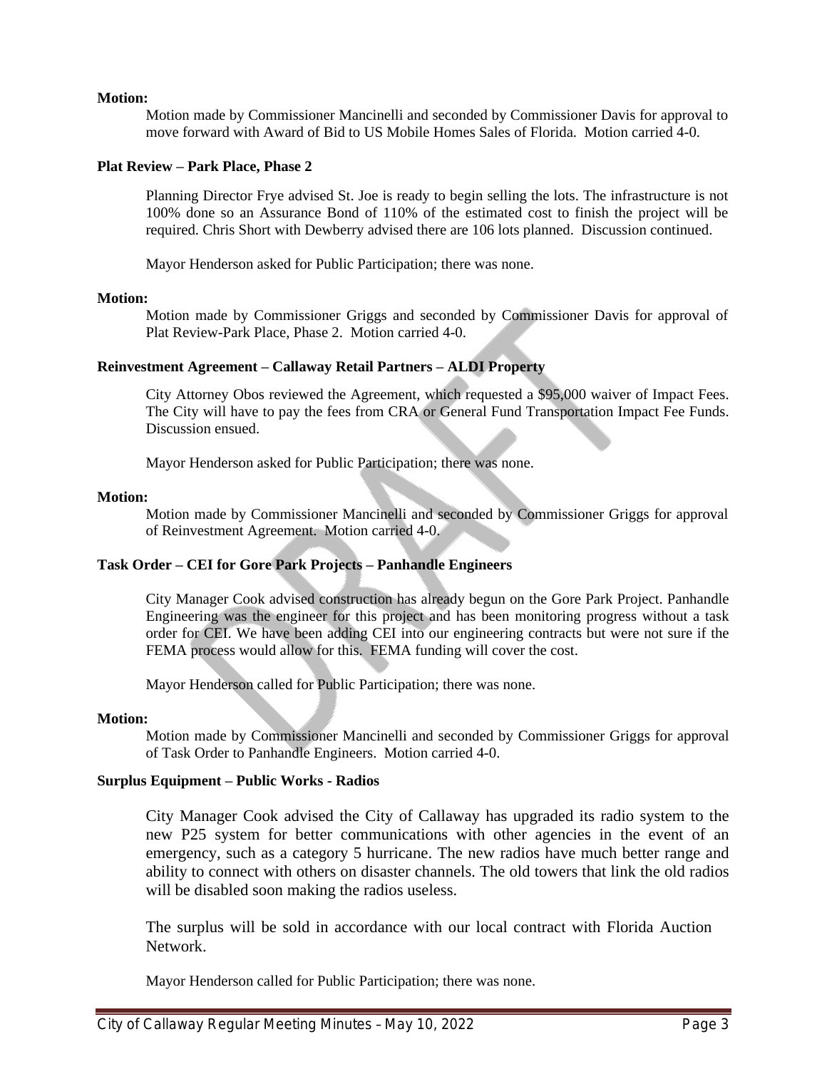**Motion:**

Motion made by Commissioner Mancinelli and seconded by Commissioner Davis for approval to move forward with Award of Bid to US Mobile Homes Sales of Florida. Motion carried 4-0.

**Plat Review – Park Place, Phase 2**

Planning Director Frye advised St. Joe is ready to begin selling the lots. The infrastructure is not 100% done so an Assurance Bond of 110% of the estimated cost to finish the project will be required. Chris Short with Dewberry advised there are 106 lots planned. Discussion continued.

Mayor Henderson asked for Public Participation; there was none.

**Motion:**

Motion made by Commissioner Griggs and seconded by Commissioner Davis for approval of Plat Review-Park Place, Phase 2. Motion carried 4-0.

**Reinvestment Agreement – Callaway Retail Partners – ALDI Property**

City Attorney Obos reviewed the Agreement, which requested a $95,000 waiver of Impact Fees. The City will have to pay the fees from CRA or General Fund Transportation Impact Fee Funds. Discussion ensued.

Mayor Henderson asked for Public Participation; there was none.

**Motion:**

Motion made by Commissioner Mancinelli and seconded by Commissioner Griggs for approval of Reinvestment Agreement. Motion carried 4-0.

**Task Order – CEI for Gore Park Projects – Panhandle Engineers**

City Manager Cook advised construction has already begun on the Gore Park Project. Panhandle Engineering was the engineer for this project and has been monitoring progress without a task order for CEI. We have been adding CEI into our engineering contracts but were not sure if the FEMA process would allow for this. FEMA funding will cover the cost.

Mayor Henderson called for Public Participation; there was none.

**Motion:**

Motion made by Commissioner Mancinelli and seconded by Commissioner Griggs for approval of Task Order to Panhandle Engineers. Motion carried 4-0.

**Surplus Equipment – Public Works - Radios**

City Manager Cook advised the City of Callaway has upgraded its radio system to the new P25 system for better communications with other agencies in the event of an emergency, such as a category 5 hurricane. The new radios have much better range and ability to connect with others on disaster channels. The old towers that link the old radios will be disabled soon making the radios useless.

The surplus will be sold in accordance with our local contract with Florida Auction Network.

Mayor Henderson called for Public Participation; there was none.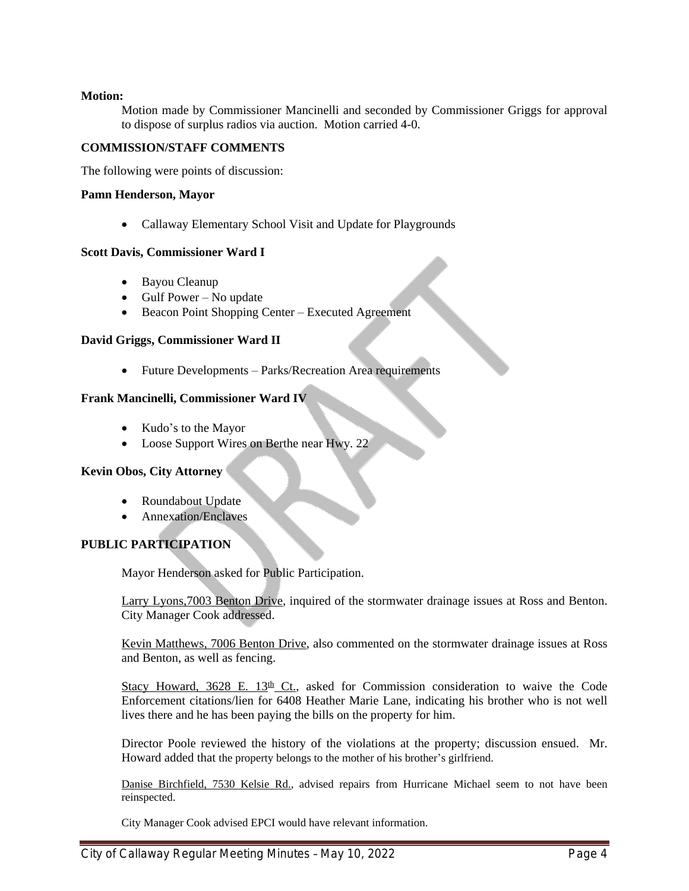**Motion:**

Motion made by Commissioner Mancinelli and seconded by Commissioner Griggs for approval to dispose of surplus radios via auction. Motion carried 4-0.

**COMMISSION/STAFF COMMENTS**

The following were points of discussion:

**Pamn Henderson, Mayor**

- Callaway Elementary School Visit and Update for Playgrounds

**Scott Davis, Commissioner Ward I**

- Bayou Cleanup
- Gulf Power – No update
- Beacon Point Shopping Center – Executed Agreement

**David Griggs, Commissioner Ward II**

- Future Developments – Parks/Recreation Area requirements

**Frank Mancinelli, Commissioner Ward IV**

- Kudo's to the Mayor
- Loose Support Wires on Berthe near Hwy. 22

**Kevin Obos, City Attorney**

- Roundabout Update
- Annexation/Enclaves

**PUBLIC PARTICIPATION**

Mayor Henderson asked for Public Participation.

Larry Lyons,7003 Benton Drive, inquired of the stormwater drainage issues at Ross and Benton. City Manager Cook addressed.

Kevin Matthews, 7006 Benton Drive, also commented on the stormwater drainage issues at Ross and Benton, as well as fencing.

Stacy Howard, 3628 E. 13th Ct., asked for Commission consideration to waive the Code Enforcement citations/lien for 6408 Heather Marie Lane, indicating his brother who is not well lives there and he has been paying the bills on the property for him.

Director Poole reviewed the history of the violations at the property; discussion ensued. Mr. Howard added that the property belongs to the mother of his brother's girlfriend.

Danise Birchfield, 7530 Kelsie Rd., advised repairs from Hurricane Michael seem to not have been reinspected.

City Manager Cook advised EPCI would have relevant information.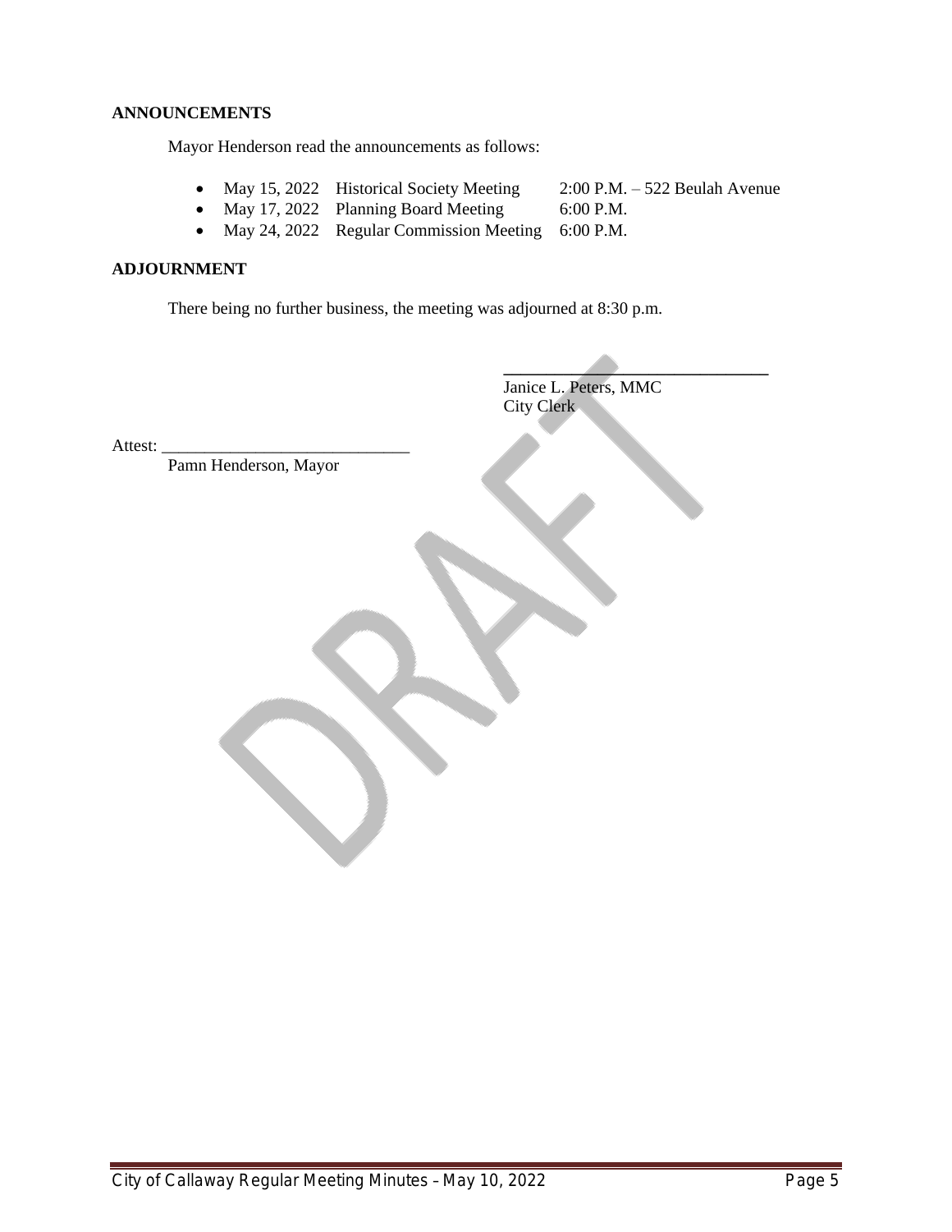**ANNOUNCEMENTS**

Mayor Henderson read the announcements as follows:

- May 15, 2022 Historical Society Meeting 2:00 P.M. – 522 Beulah Avenue
- May 17, 2022 Planning Board Meeting 6:00 P.M.
- May 24, 2022 Regular Commission Meeting 6:00 P.M.

**ADJOURNMENT**

There being no further business, the meeting was adjourned at 8:30 p.m.

\_\_\_\_\_\_\_\_\_\_\_\_\_\_\_\_\_\_\_\_\_\_\_\_\_\_\_\_\_\_
Janice L. Peters, MMC
City Clerk

Attest: \_\_\_\_\_\_\_\_\_\_\_\_\_\_\_\_\_\_\_\_\_\_\_\_\_\_\_\_\_\_
Pamn Henderson, Mayor

DRAFT